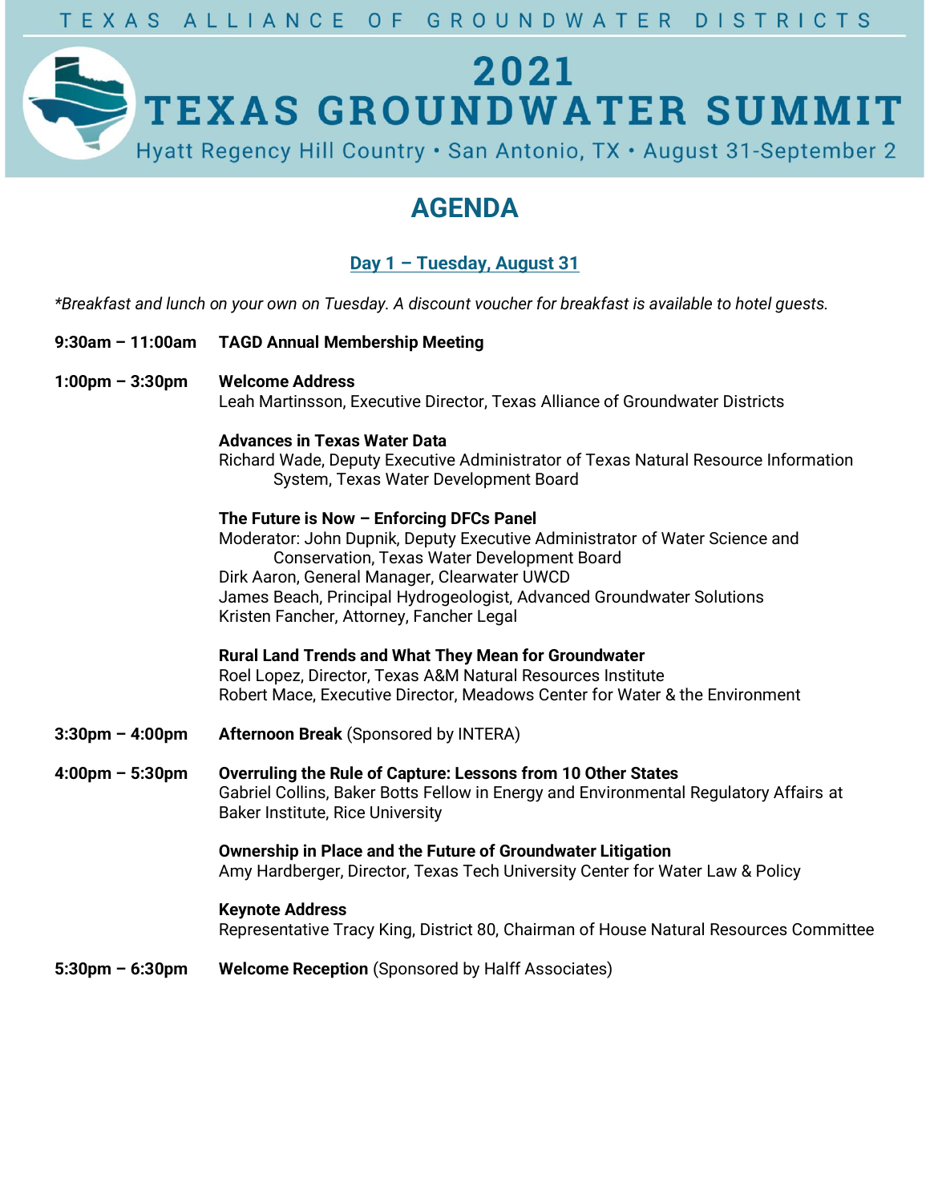TEXAS ALLIANCE OF GROUNDWATER DISTRICTS

# 2021 TEXAS GROUNDWATER SUMMIT

Hyatt Regency Hill Country • San Antonio, TX • August 31-September 2

## AGENDA

### Day 1 – Tuesday, August 31

*\*Breakfast and lunch on your own on Tuesday. A discount voucher for breakfast is available to hotel guests.*

**9:30am – 11:00am** **TAGD Annual Membership Meeting**

**1:00pm – 3:30pm** **Welcome Address**
Leah Martinsson, Executive Director, Texas Alliance of Groundwater Districts

**Advances in Texas Water Data**
Richard Wade, Deputy Executive Administrator of Texas Natural Resource Information System, Texas Water Development Board

**The Future is Now – Enforcing DFCs Panel**
Moderator: John Dupnik, Deputy Executive Administrator of Water Science and Conservation, Texas Water Development Board
Dirk Aaron, General Manager, Clearwater UWCD
James Beach, Principal Hydrogeologist, Advanced Groundwater Solutions
Kristen Fancher, Attorney, Fancher Legal

**Rural Land Trends and What They Mean for Groundwater**
Roel Lopez, Director, Texas A&M Natural Resources Institute
Robert Mace, Executive Director, Meadows Center for Water & the Environment

**3:30pm – 4:00pm** **Afternoon Break** (Sponsored by INTERA)

**4:00pm – 5:30pm** **Overruling the Rule of Capture: Lessons from 10 Other States**
Gabriel Collins, Baker Botts Fellow in Energy and Environmental Regulatory Affairs at Baker Institute, Rice University

**Ownership in Place and the Future of Groundwater Litigation**
Amy Hardberger, Director, Texas Tech University Center for Water Law & Policy

**Keynote Address**
Representative Tracy King, District 80, Chairman of House Natural Resources Committee

**5:30pm – 6:30pm** **Welcome Reception** (Sponsored by Halff Associates)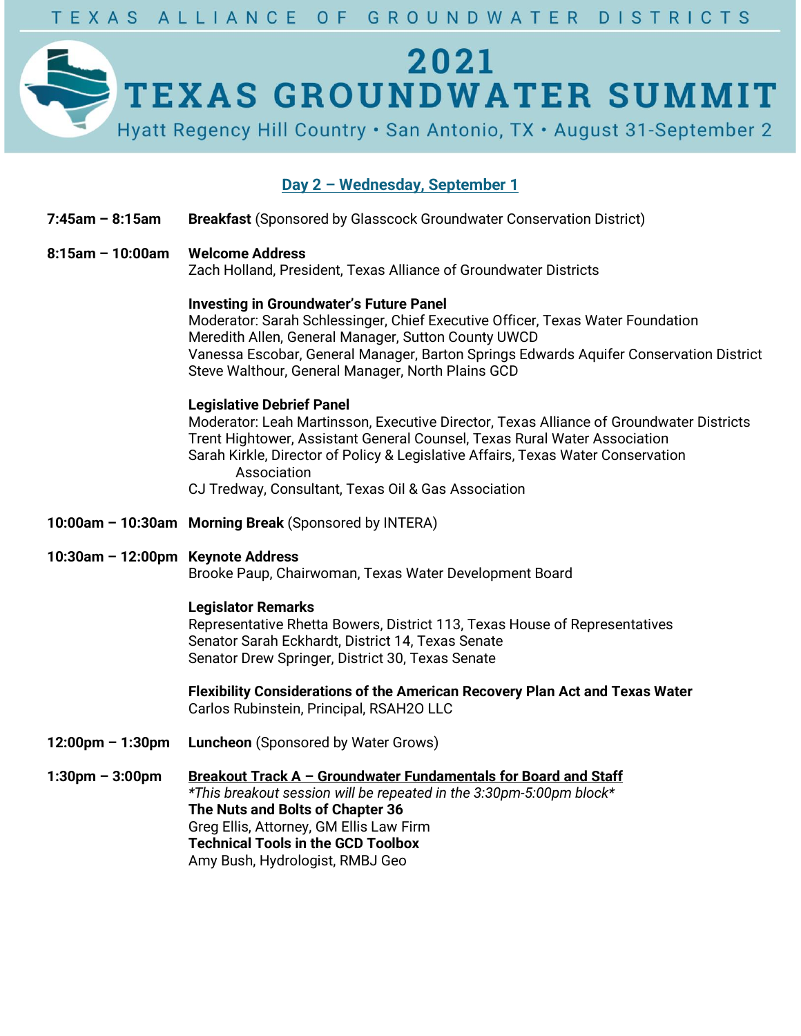TEXAS ALLIANCE OF GROUNDWATER DISTRICTS

# 2021 TEXAS GROUNDWATER SUMMIT

Hyatt Regency Hill Country • San Antonio, TX • August 31-September 2

## Day 2 – Wednesday, September 1

**7:45am – 8:15am** **Breakfast** (Sponsored by Glasscock Groundwater Conservation District)

**8:15am – 10:00am** **Welcome Address**
Zach Holland, President, Texas Alliance of Groundwater Districts

**Investing in Groundwater's Future Panel**
Moderator: Sarah Schlessinger, Chief Executive Officer, Texas Water Foundation
Meredith Allen, General Manager, Sutton County UWCD
Vanessa Escobar, General Manager, Barton Springs Edwards Aquifer Conservation District
Steve Walthour, General Manager, North Plains GCD

**Legislative Debrief Panel**
Moderator: Leah Martinsson, Executive Director, Texas Alliance of Groundwater Districts
Trent Hightower, Assistant General Counsel, Texas Rural Water Association
Sarah Kirkle, Director of Policy & Legislative Affairs, Texas Water Conservation Association
CJ Tredway, Consultant, Texas Oil & Gas Association

**10:00am – 10:30am** **Morning Break** (Sponsored by INTERA)

**10:30am – 12:00pm** **Keynote Address**
Brooke Paup, Chairwoman, Texas Water Development Board

**Legislator Remarks**
Representative Rhetta Bowers, District 113, Texas House of Representatives
Senator Sarah Eckhardt, District 14, Texas Senate
Senator Drew Springer, District 30, Texas Senate

**Flexibility Considerations of the American Recovery Plan Act and Texas Water**
Carlos Rubinstein, Principal, RSAH2O LLC

**12:00pm – 1:30pm** **Luncheon** (Sponsored by Water Grows)

**1:30pm – 3:00pm** **Breakout Track A – Groundwater Fundamentals for Board and Staff**
*\*This breakout session will be repeated in the 3:30pm-5:00pm block\**
**The Nuts and Bolts of Chapter 36**
Greg Ellis, Attorney, GM Ellis Law Firm
**Technical Tools in the GCD Toolbox**
Amy Bush, Hydrologist, RMBJ Geo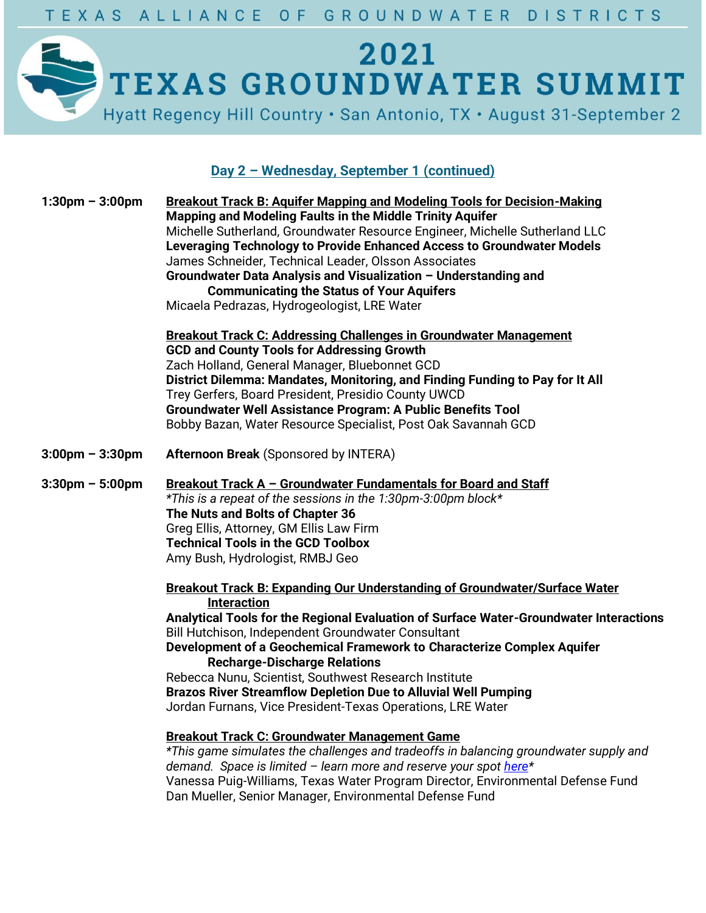## Day 2 – Wednesday, September 1 (continued)

**1:30pm – 3:00pm**

**Breakout Track B: Aquifer Mapping and Modeling Tools for Decision-Making**

**Mapping and Modeling Faults in the Middle Trinity Aquifer**
Michelle Sutherland, Groundwater Resource Engineer, Michelle Sutherland LLC

**Leveraging Technology to Provide Enhanced Access to Groundwater Models**
James Schneider, Technical Leader, Olsson Associates

**Groundwater Data Analysis and Visualization – Understanding and Communicating the Status of Your Aquifers**
Micaela Pedrazas, Hydrogeologist, LRE Water

**Breakout Track C: Addressing Challenges in Groundwater Management**

**GCD and County Tools for Addressing Growth**
Zach Holland, General Manager, Bluebonnet GCD

**District Dilemma: Mandates, Monitoring, and Finding Funding to Pay for It All**
Trey Gerfers, Board President, Presidio County UWCD

**Groundwater Well Assistance Program: A Public Benefits Tool**
Bobby Bazan, Water Resource Specialist, Post Oak Savannah GCD

**3:00pm – 3:30pm**

**Afternoon Break** (Sponsored by INTERA)

**3:30pm – 5:00pm**

**Breakout Track A – Groundwater Fundamentals for Board and Staff**

*This is a repeat of the sessions in the 1:30pm-3:00pm block*

**The Nuts and Bolts of Chapter 36**
Greg Ellis, Attorney, GM Ellis Law Firm

**Technical Tools in the GCD Toolbox**
Amy Bush, Hydrologist, RMBJ Geo

**Breakout Track B: Expanding Our Understanding of Groundwater/Surface Water Interaction**

**Analytical Tools for the Regional Evaluation of Surface Water-Groundwater Interactions**
Bill Hutchison, Independent Groundwater Consultant

**Development of a Geochemical Framework to Characterize Complex Aquifer Recharge-Discharge Relations**
Rebecca Nunu, Scientist, Southwest Research Institute

**Brazos River Streamflow Depletion Due to Alluvial Well Pumping**
Jordan Furnans, Vice President-Texas Operations, LRE Water

**Breakout Track C: Groundwater Management Game**

*This game simulates the challenges and tradeoffs in balancing groundwater supply and demand. Space is limited – learn more and reserve your spot here*

Vanessa Puig-Williams, Texas Water Program Director, Environmental Defense Fund
Dan Mueller, Senior Manager, Environmental Defense Fund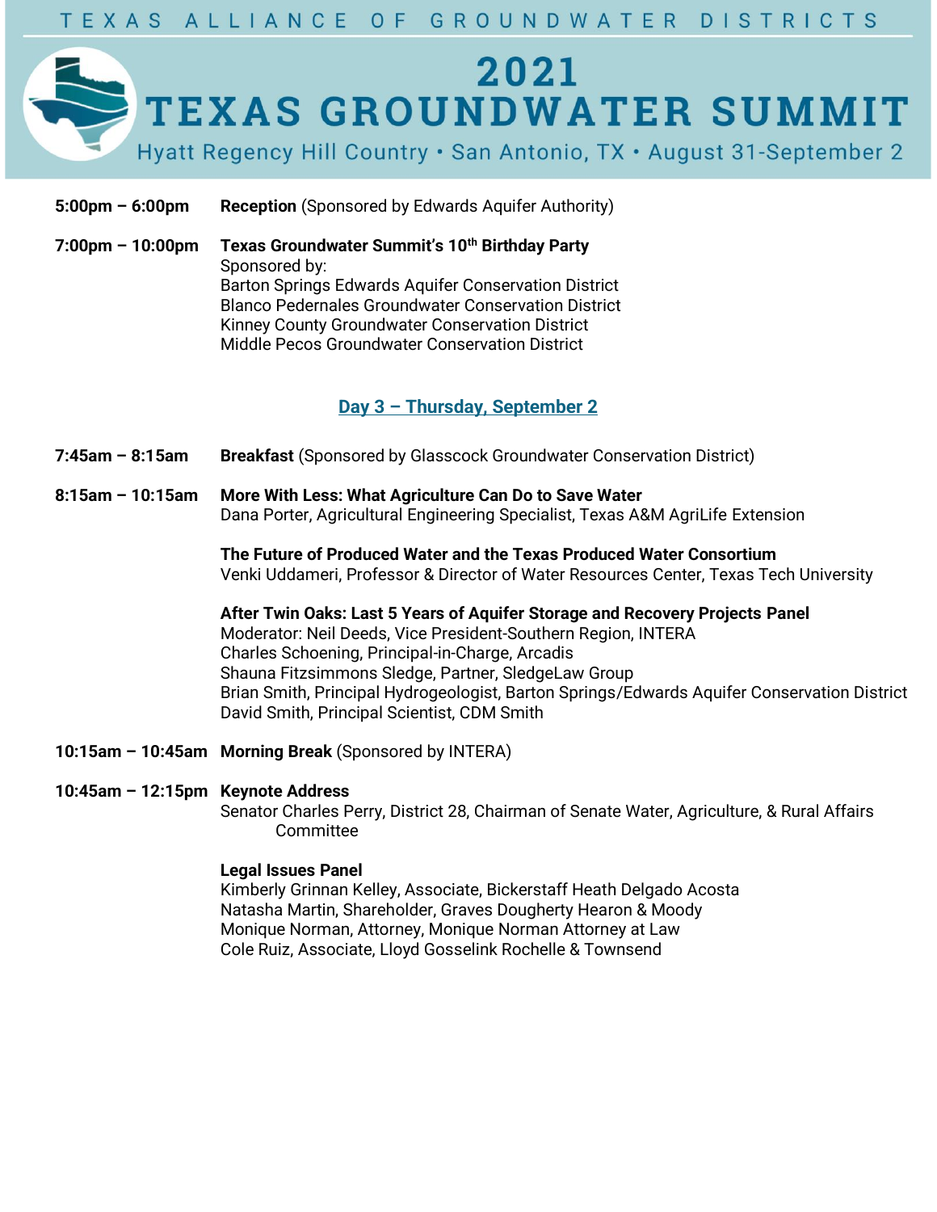TEXAS ALLIANCE OF GROUNDWATER DISTRICTS

# 2021 TEXAS GROUNDWATER SUMMIT

Hyatt Regency Hill Country • San Antonio, TX • August 31-September 2

**5:00pm – 6:00pm** **Reception** (Sponsored by Edwards Aquifer Authority)

**7:00pm – 10:00pm** **Texas Groundwater Summit's 10th Birthday Party**
Sponsored by:
Barton Springs Edwards Aquifer Conservation District
Blanco Pedernales Groundwater Conservation District
Kinney County Groundwater Conservation District
Middle Pecos Groundwater Conservation District

## Day 3 – Thursday, September 2

**7:45am – 8:15am** **Breakfast** (Sponsored by Glasscock Groundwater Conservation District)

**8:15am – 10:15am** **More With Less: What Agriculture Can Do to Save Water**
Dana Porter, Agricultural Engineering Specialist, Texas A&M AgriLife Extension

**The Future of Produced Water and the Texas Produced Water Consortium**
Venki Uddameri, Professor & Director of Water Resources Center, Texas Tech University

**After Twin Oaks: Last 5 Years of Aquifer Storage and Recovery Projects Panel**
Moderator: Neil Deeds, Vice President-Southern Region, INTERA
Charles Schoening, Principal-in-Charge, Arcadis
Shauna Fitzsimmons Sledge, Partner, SledgeLaw Group
Brian Smith, Principal Hydrogeologist, Barton Springs/Edwards Aquifer Conservation District
David Smith, Principal Scientist, CDM Smith

**10:15am – 10:45am** **Morning Break** (Sponsored by INTERA)

**10:45am – 12:15pm** **Keynote Address**
Senator Charles Perry, District 28, Chairman of Senate Water, Agriculture, & Rural Affairs Committee

**Legal Issues Panel**
Kimberly Grinnan Kelley, Associate, Bickerstaff Heath Delgado Acosta
Natasha Martin, Shareholder, Graves Dougherty Hearon & Moody
Monique Norman, Attorney, Monique Norman Attorney at Law
Cole Ruiz, Associate, Lloyd Gosselink Rochelle & Townsend